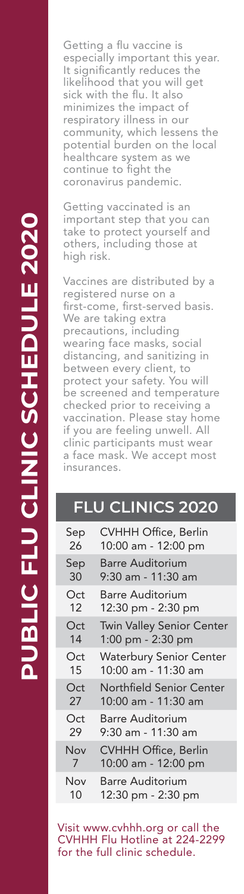# PUBLIC FLU CLINIC SCHEDULE 2020

Getting a flu vaccine is especially important this year. It significantly reduces the likelihood that you will get sick with the flu. It also minimizes the impact of respiratory illness in our community, which lessens the potential burden on the local healthcare system as we continue to fight the coronavirus pandemic.

Getting vaccinated is an important step that you can take to protect yourself and others, including those at high risk.

Vaccines are distributed by a registered nurse on a first-come, first-served basis. We are taking extra precautions, including wearing face masks, social distancing, and sanitizing in between every client, to protect your safety. You will be screened and temperature checked prior to receiving a vaccination. Please stay home if you are feeling unwell. All clinic participants must wear a face mask. We accept most insurances.

## FLU CLINICS 2020

| Date | Location / Time |
|---|---|
| Sep 26 | CVHHH Office, Berlin<br>10:00 am - 12:00 pm |
| Sep 30 | Barre Auditorium<br>9:30 am - 11:30 am |
| Oct 12 | Barre Auditorium<br>12:30 pm - 2:30 pm |
| Oct 14 | Twin Valley Senior Center<br>1:00 pm - 2:30 pm |
| Oct 15 | Waterbury Senior Center<br>10:00 am - 11:30 am |
| Oct 27 | Northfield Senior Center<br>10:00 am - 11:30 am |
| Oct 29 | Barre Auditorium<br>9:30 am - 11:30 am |
| Nov 7 | CVHHH Office, Berlin<br>10:00 am - 12:00 pm |
| Nov 10 | Barre Auditorium<br>12:30 pm - 2:30 pm |

Visit www.cvhhh.org or call the CVHHH Flu Hotline at 224-2299 for the full clinic schedule.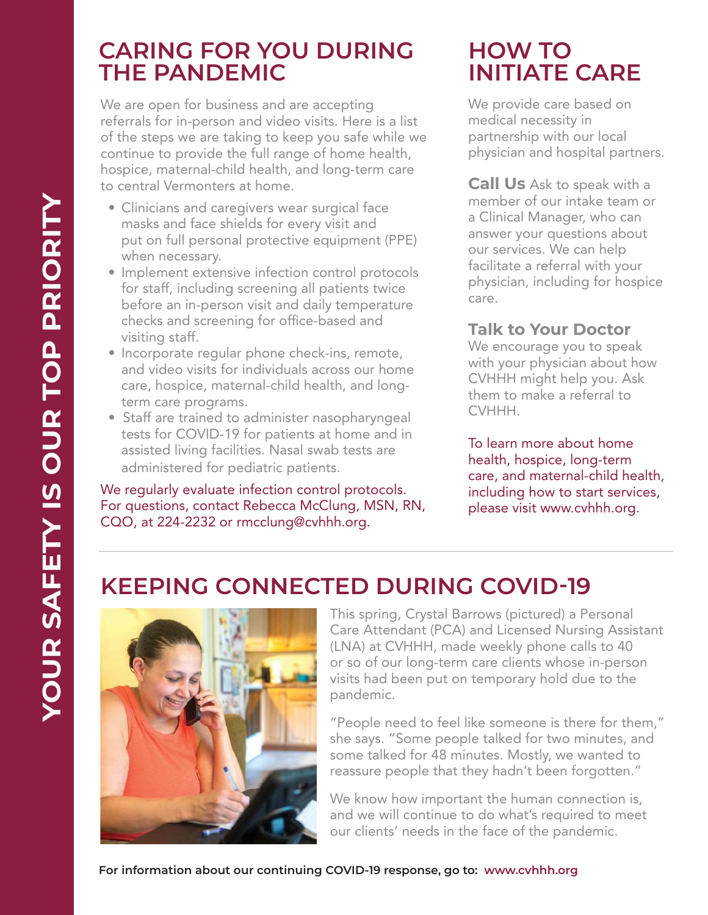# YOUR SAFETY IS OUR TOP PRIORITY

## CARING FOR YOU DURING THE PANDEMIC

We are open for business and are accepting referrals for in-person and video visits. Here is a list of the steps we are taking to keep you safe while we continue to provide the full range of home health, hospice, maternal-child health, and long-term care to central Vermonters at home.

- Clinicians and caregivers wear surgical face masks and face shields for every visit and put on full personal protective equipment (PPE) when necessary.
- Implement extensive infection control protocols for staff, including screening all patients twice before an in-person visit and daily temperature checks and screening for office-based and visiting staff.
- Incorporate regular phone check-ins, remote, and video visits for individuals across our home care, hospice, maternal-child health, and long-term care programs.
- Staff are trained to administer nasopharyngeal tests for COVID-19 for patients at home and in assisted living facilities. Nasal swab tests are administered for pediatric patients.

We regularly evaluate infection control protocols. For questions, contact Rebecca McClung, MSN, RN, CQO, at 224-2232 or rmcclung@cvhhh.org.

## HOW TO INITIATE CARE

We provide care based on medical necessity in partnership with our local physician and hospital partners.

**Call Us** Ask to speak with a member of our intake team or a Clinical Manager, who can answer your questions about our services. We can help facilitate a referral with your physician, including for hospice care.

**Talk to Your Doctor**
We encourage you to speak with your physician about how CVHHH might help you. Ask them to make a referral to CVHHH.

To learn more about home health, hospice, long-term care, and maternal-child health, including how to start services, please visit www.cvhhh.org.

## KEEPING CONNECTED DURING COVID-19

This spring, Crystal Barrows (pictured) a Personal Care Attendant (PCA) and Licensed Nursing Assistant (LNA) at CVHHH, made weekly phone calls to 40 or so of our long-term care clients whose in-person visits had been put on temporary hold due to the pandemic.

"People need to feel like someone is there for them," she says. "Some people talked for two minutes, and some talked for 48 minutes. Mostly, we wanted to reassure people that they hadn't been forgotten."

We know how important the human connection is, and we will continue to do what's required to meet our clients' needs in the face of the pandemic.

**For information about our continuing COVID-19 response, go to: www.cvhhh.org**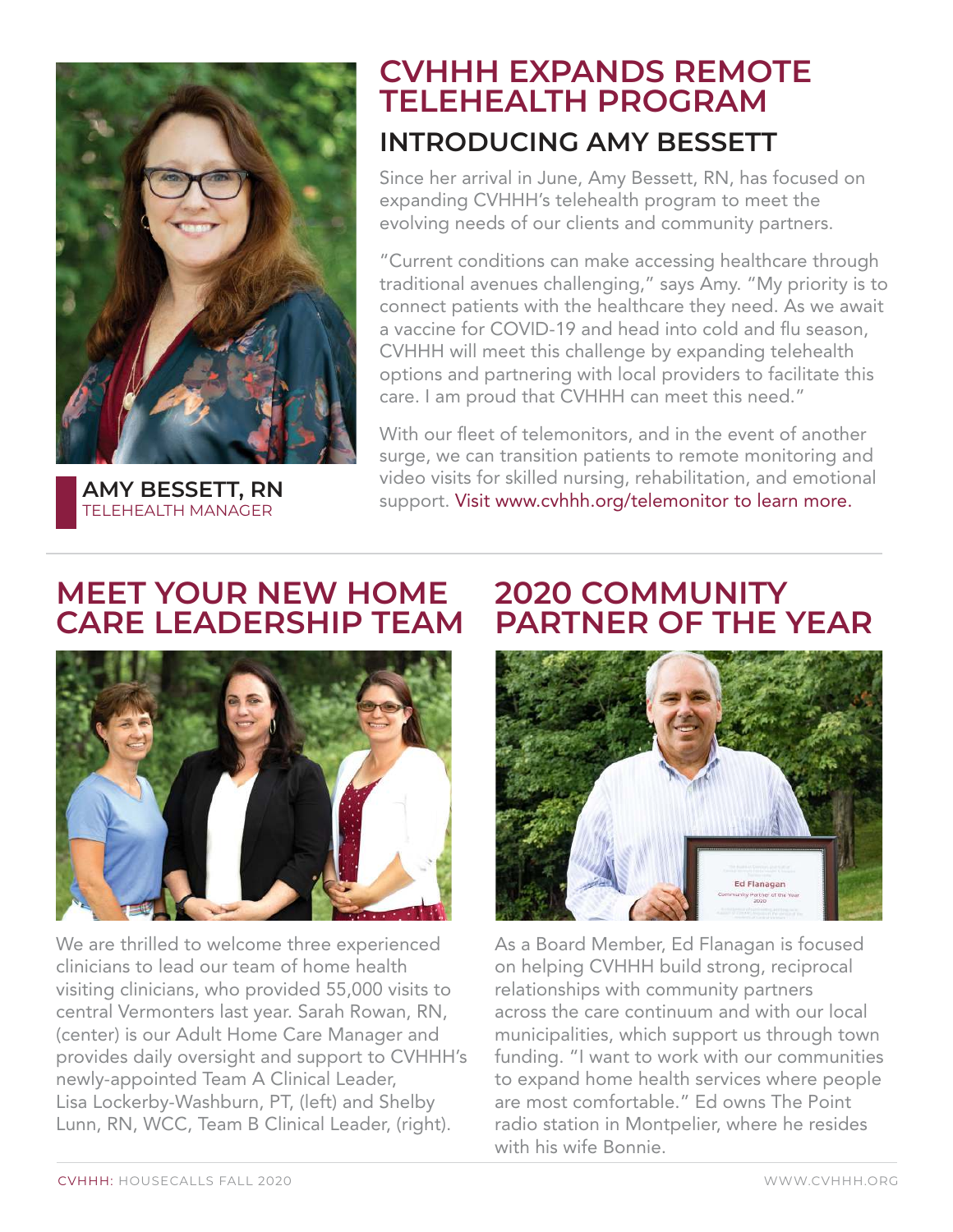## CVHHH EXPANDS REMOTE TELEHEALTH PROGRAM

### INTRODUCING AMY BESSETT

**AMY BESSETT, RN**
TELEHEALTH MANAGER

Since her arrival in June, Amy Bessett, RN, has focused on expanding CVHHH's telehealth program to meet the evolving needs of our clients and community partners.

"Current conditions can make accessing healthcare through traditional avenues challenging," says Amy. "My priority is to connect patients with the healthcare they need. As we await a vaccine for COVID-19 and head into cold and flu season, CVHHH will meet this challenge by expanding telehealth options and partnering with local providers to facilitate this care. I am proud that CVHHH can meet this need."

With our fleet of telemonitors, and in the event of another surge, we can transition patients to remote monitoring and video visits for skilled nursing, rehabilitation, and emotional support. Visit www.cvhhh.org/telemonitor to learn more.

## MEET YOUR NEW HOME CARE LEADERSHIP TEAM

We are thrilled to welcome three experienced clinicians to lead our team of home health visiting clinicians, who provided 55,000 visits to central Vermonters last year. Sarah Rowan, RN, (center) is our Adult Home Care Manager and provides daily oversight and support to CVHHH's newly-appointed Team A Clinical Leader, Lisa Lockerby-Washburn, PT, (left) and Shelby Lunn, RN, WCC, Team B Clinical Leader, (right).

## 2020 COMMUNITY PARTNER OF THE YEAR

As a Board Member, Ed Flanagan is focused on helping CVHHH build strong, reciprocal relationships with community partners across the care continuum and with our local municipalities, which support us through town funding. "I want to work with our communities to expand home health services where people are most comfortable." Ed owns The Point radio station in Montpelier, where he resides with his wife Bonnie.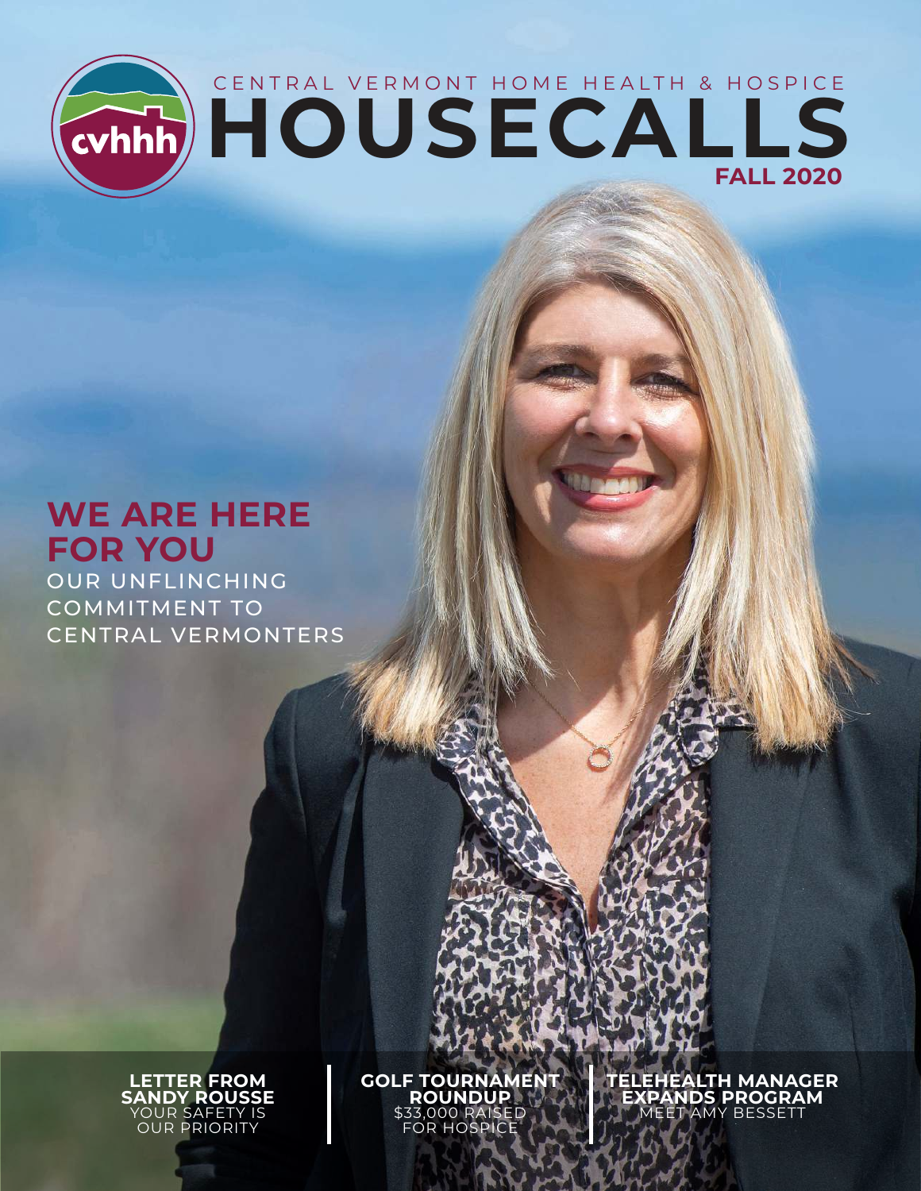CENTRAL VERMONT HOME HEALTH & HOSPICE

# HOUSECALLS

**FALL 2020**

## WE ARE HERE FOR YOU

OUR UNFLINCHING COMMITMENT TO CENTRAL VERMONTERS

**LETTER FROM SANDY ROUSSE**
YOUR SAFETY IS OUR PRIORITY

**GOLF TOURNAMENT ROUNDUP**
$33,000 RAISED FOR HOSPICE

**TELEHEALTH MANAGER EXPANDS PROGRAM**
MEET AMY BESSETT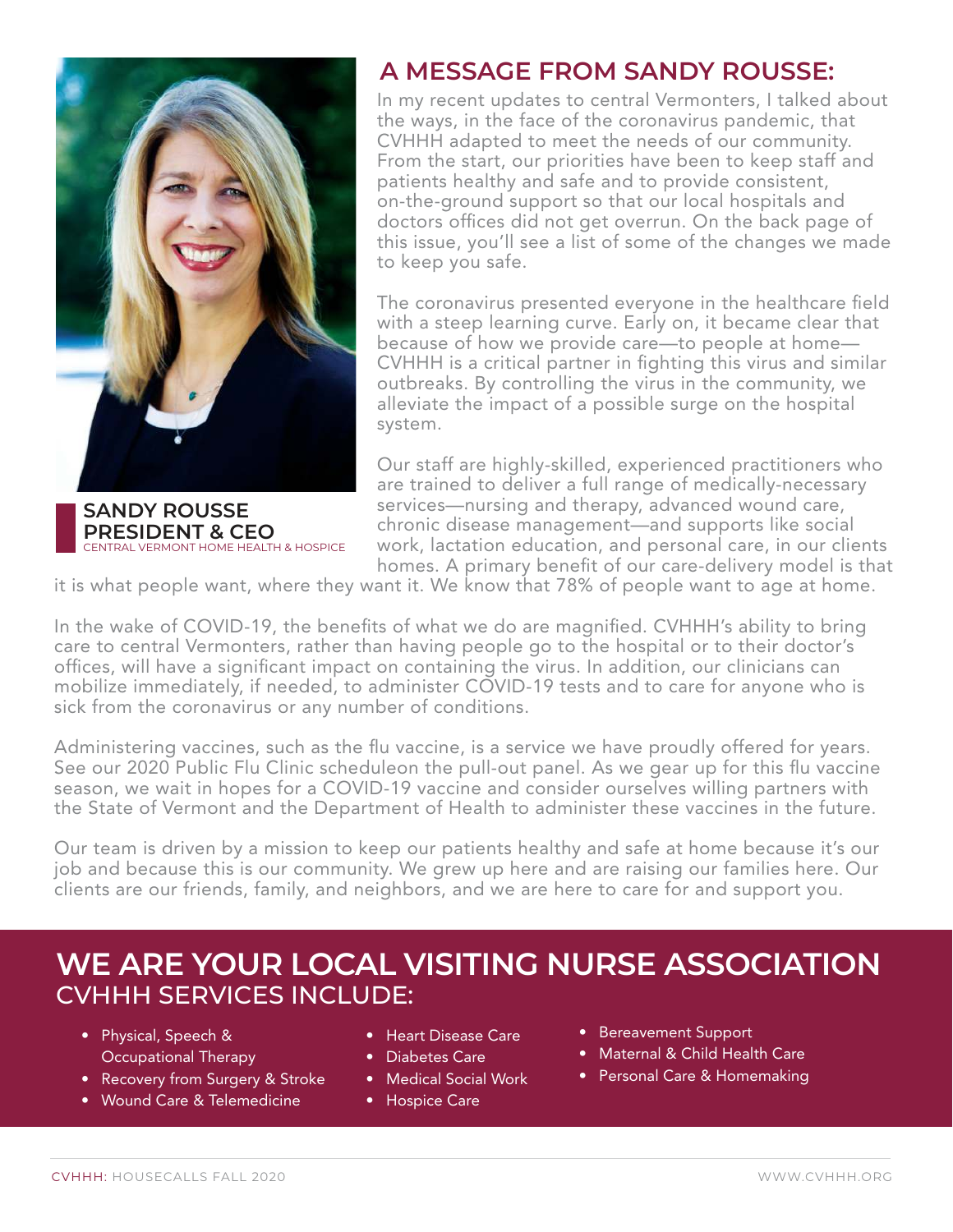# A MESSAGE FROM SANDY ROUSSE:

**SANDY ROUSSE**
**PRESIDENT & CEO**
CENTRAL VERMONT HOME HEALTH & HOSPICE

In my recent updates to central Vermonters, I talked about the ways, in the face of the coronavirus pandemic, that CVHHH adapted to meet the needs of our community. From the start, our priorities have been to keep staff and patients healthy and safe and to provide consistent, on-the-ground support so that our local hospitals and doctors offices did not get overrun. On the back page of this issue, you'll see a list of some of the changes we made to keep you safe.

The coronavirus presented everyone in the healthcare field with a steep learning curve. Early on, it became clear that because of how we provide care—to people at home—CVHHH is a critical partner in fighting this virus and similar outbreaks. By controlling the virus in the community, we alleviate the impact of a possible surge on the hospital system.

Our staff are highly-skilled, experienced practitioners who are trained to deliver a full range of medically-necessary services—nursing and therapy, advanced wound care, chronic disease management—and supports like social work, lactation education, and personal care, in our clients homes. A primary benefit of our care-delivery model is that it is what people want, where they want it. We know that 78% of people want to age at home.

In the wake of COVID-19, the benefits of what we do are magnified. CVHHH's ability to bring care to central Vermonters, rather than having people go to the hospital or to their doctor's offices, will have a significant impact on containing the virus. In addition, our clinicians can mobilize immediately, if needed, to administer COVID-19 tests and to care for anyone who is sick from the coronavirus or any number of conditions.

Administering vaccines, such as the flu vaccine, is a service we have proudly offered for years. See our 2020 Public Flu Clinic scheduleon the pull-out panel. As we gear up for this flu vaccine season, we wait in hopes for a COVID-19 vaccine and consider ourselves willing partners with the State of Vermont and the Department of Health to administer these vaccines in the future.

Our team is driven by a mission to keep our patients healthy and safe at home because it's our job and because this is our community. We grew up here and are raising our families here. Our clients are our friends, family, and neighbors, and we are here to care for and support you.

## WE ARE YOUR LOCAL VISITING NURSE ASSOCIATION

### CVHHH SERVICES INCLUDE:

- Physical, Speech & Occupational Therapy
- Recovery from Surgery & Stroke
- Wound Care & Telemedicine
- Heart Disease Care
- Diabetes Care
- Medical Social Work
- Hospice Care
- Bereavement Support
- Maternal & Child Health Care
- Personal Care & Homemaking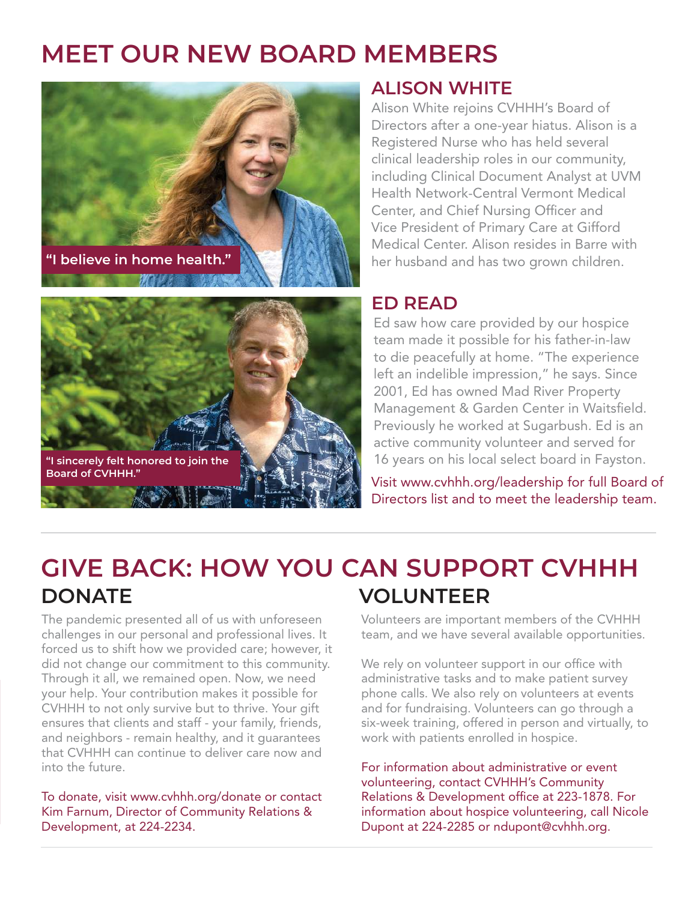# MEET OUR NEW BOARD MEMBERS

"I believe in home health."

## ALISON WHITE

Alison White rejoins CVHHH's Board of Directors after a one-year hiatus. Alison is a Registered Nurse who has held several clinical leadership roles in our community, including Clinical Document Analyst at UVM Health Network-Central Vermont Medical Center, and Chief Nursing Officer and Vice President of Primary Care at Gifford Medical Center. Alison resides in Barre with her husband and has two grown children.

"I sincerely felt honored to join the Board of CVHHH."

## ED READ

Ed saw how care provided by our hospice team made it possible for his father-in-law to die peacefully at home. "The experience left an indelible impression," he says. Since 2001, Ed has owned Mad River Property Management & Garden Center in Waitsfield. Previously he worked at Sugarbush. Ed is an active community volunteer and served for 16 years on his local select board in Fayston.

Visit www.cvhhh.org/leadership for full Board of Directors list and to meet the leadership team.

# GIVE BACK: HOW YOU CAN SUPPORT CVHHH

## DONATE

The pandemic presented all of us with unforeseen challenges in our personal and professional lives. It forced us to shift how we provided care; however, it did not change our commitment to this community. Through it all, we remained open. Now, we need your help. Your contribution makes it possible for CVHHH to not only survive but to thrive. Your gift ensures that clients and staff - your family, friends, and neighbors - remain healthy, and it guarantees that CVHHH can continue to deliver care now and into the future.

To donate, visit www.cvhhh.org/donate or contact Kim Farnum, Director of Community Relations & Development, at 224-2234.

## VOLUNTEER

Volunteers are important members of the CVHHH team, and we have several available opportunities.

We rely on volunteer support in our office with administrative tasks and to make patient survey phone calls. We also rely on volunteers at events and for fundraising. Volunteers can go through a six-week training, offered in person and virtually, to work with patients enrolled in hospice.

For information about administrative or event volunteering, contact CVHHH's Community Relations & Development office at 223-1878. For information about hospice volunteering, call Nicole Dupont at 224-2285 or ndupont@cvhhh.org.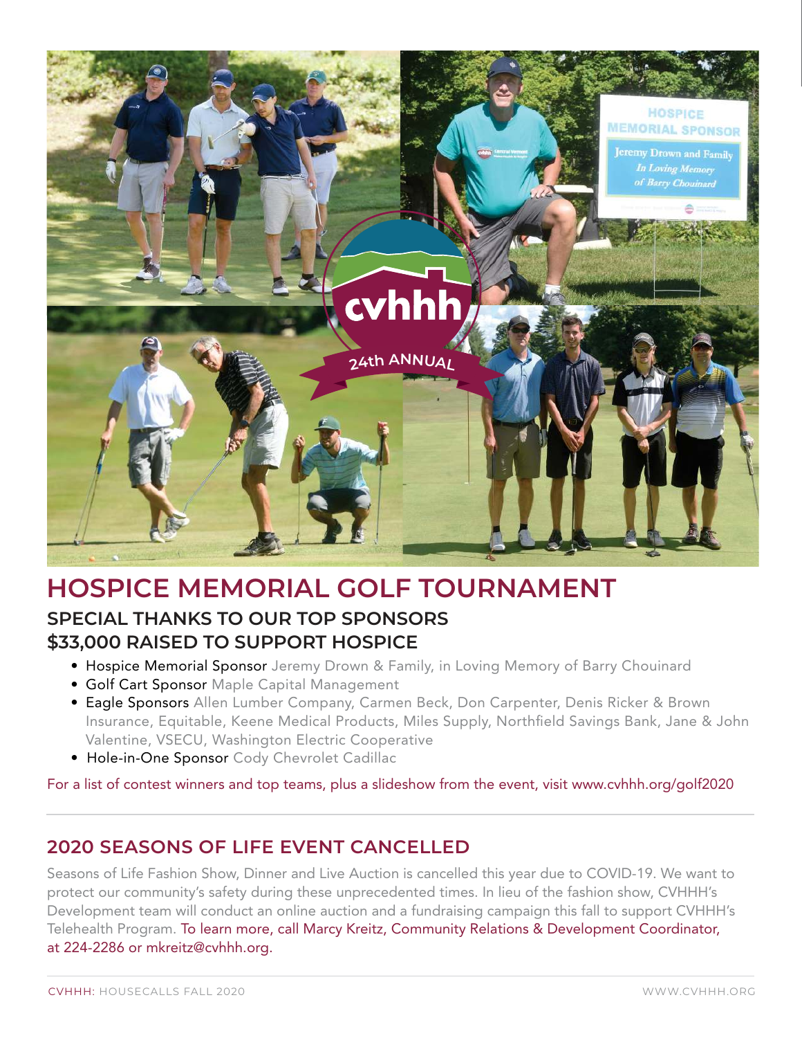# HOSPICE MEMORIAL GOLF TOURNAMENT

## SPECIAL THANKS TO OUR TOP SPONSORS
## $33,000 RAISED TO SUPPORT HOSPICE

- Hospice Memorial Sponsor Jeremy Drown & Family, in Loving Memory of Barry Chouinard
- Golf Cart Sponsor Maple Capital Management
- Eagle Sponsors Allen Lumber Company, Carmen Beck, Don Carpenter, Denis Ricker & Brown Insurance, Equitable, Keene Medical Products, Miles Supply, Northfield Savings Bank, Jane & John Valentine, VSECU, Washington Electric Cooperative
- Hole-in-One Sponsor Cody Chevrolet Cadillac

For a list of contest winners and top teams, plus a slideshow from the event, visit www.cvhhh.org/golf2020

---

## 2020 SEASONS OF LIFE EVENT CANCELLED

Seasons of Life Fashion Show, Dinner and Live Auction is cancelled this year due to COVID-19. We want to protect our community's safety during these unprecedented times. In lieu of the fashion show, CVHHH's Development team will conduct an online auction and a fundraising campaign this fall to support CVHHH's Telehealth Program. To learn more, call Marcy Kreitz, Community Relations & Development Coordinator, at 224-2286 or mkreitz@cvhhh.org.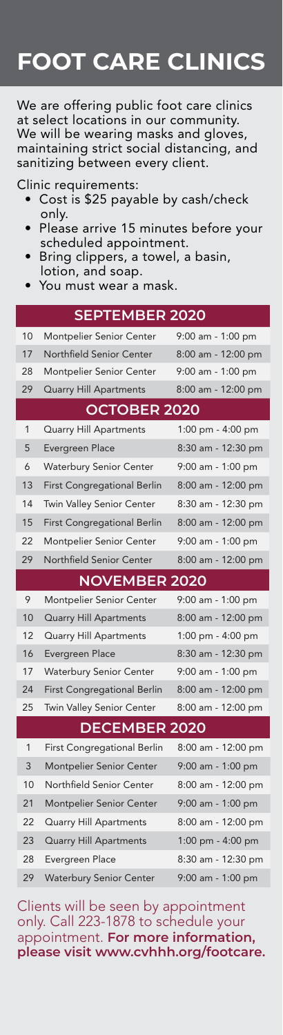# FOOT CARE CLINICS

We are offering public foot care clinics at select locations in our community. We will be wearing masks and gloves, maintaining strict social distancing, and sanitizing between every client.

Clinic requirements:

- Cost is $25 payable by cash/check only.
- Please arrive 15 minutes before your scheduled appointment.
- Bring clippers, a towel, a basin, lotion, and soap.
- You must wear a mask.

| | | |
|---|---|---|
| **SEPTEMBER 2020** | | |
| 10 | Montpelier Senior Center | 9:00 am - 1:00 pm |
| 17 | Northfield Senior Center | 8:00 am - 12:00 pm |
| 28 | Montpelier Senior Center | 9:00 am - 1:00 pm |
| 29 | Quarry Hill Apartments | 8:00 am - 12:00 pm |
| **OCTOBER 2020** | | |
| 1 | Quarry Hill Apartments | 1:00 pm - 4:00 pm |
| 5 | Evergreen Place | 8:30 am - 12:30 pm |
| 6 | Waterbury Senior Center | 9:00 am - 1:00 pm |
| 13 | First Congregational Berlin | 8:00 am - 12:00 pm |
| 14 | Twin Valley Senior Center | 8:30 am - 12:30 pm |
| 15 | First Congregational Berlin | 8:00 am - 12:00 pm |
| 22 | Montpelier Senior Center | 9:00 am - 1:00 pm |
| 29 | Northfield Senior Center | 8:00 am - 12:00 pm |
| **NOVEMBER 2020** | | |
| 9 | Montpelier Senior Center | 9:00 am - 1:00 pm |
| 10 | Quarry Hill Apartments | 8:00 am - 12:00 pm |
| 12 | Quarry Hill Apartments | 1:00 pm - 4:00 pm |
| 16 | Evergreen Place | 8:30 am - 12:30 pm |
| 17 | Waterbury Senior Center | 9:00 am - 1:00 pm |
| 24 | First Congregational Berlin | 8:00 am - 12:00 pm |
| 25 | Twin Valley Senior Center | 8:00 am - 12:00 pm |
| **DECEMBER 2020** | | |
| 1 | First Congregational Berlin | 8:00 am - 12:00 pm |
| 3 | Montpelier Senior Center | 9:00 am - 1:00 pm |
| 10 | Northfield Senior Center | 8:00 am - 12:00 pm |
| 21 | Montpelier Senior Center | 9:00 am - 1:00 pm |
| 22 | Quarry Hill Apartments | 8:00 am - 12:00 pm |
| 23 | Quarry Hill Apartments | 1:00 pm - 4:00 pm |
| 28 | Evergreen Place | 8:30 am - 12:30 pm |
| 29 | Waterbury Senior Center | 9:00 am - 1:00 pm |

Clients will be seen by appointment only. Call 223-1878 to schedule your appointment. **For more information, please visit www.cvhhh.org/footcare.**